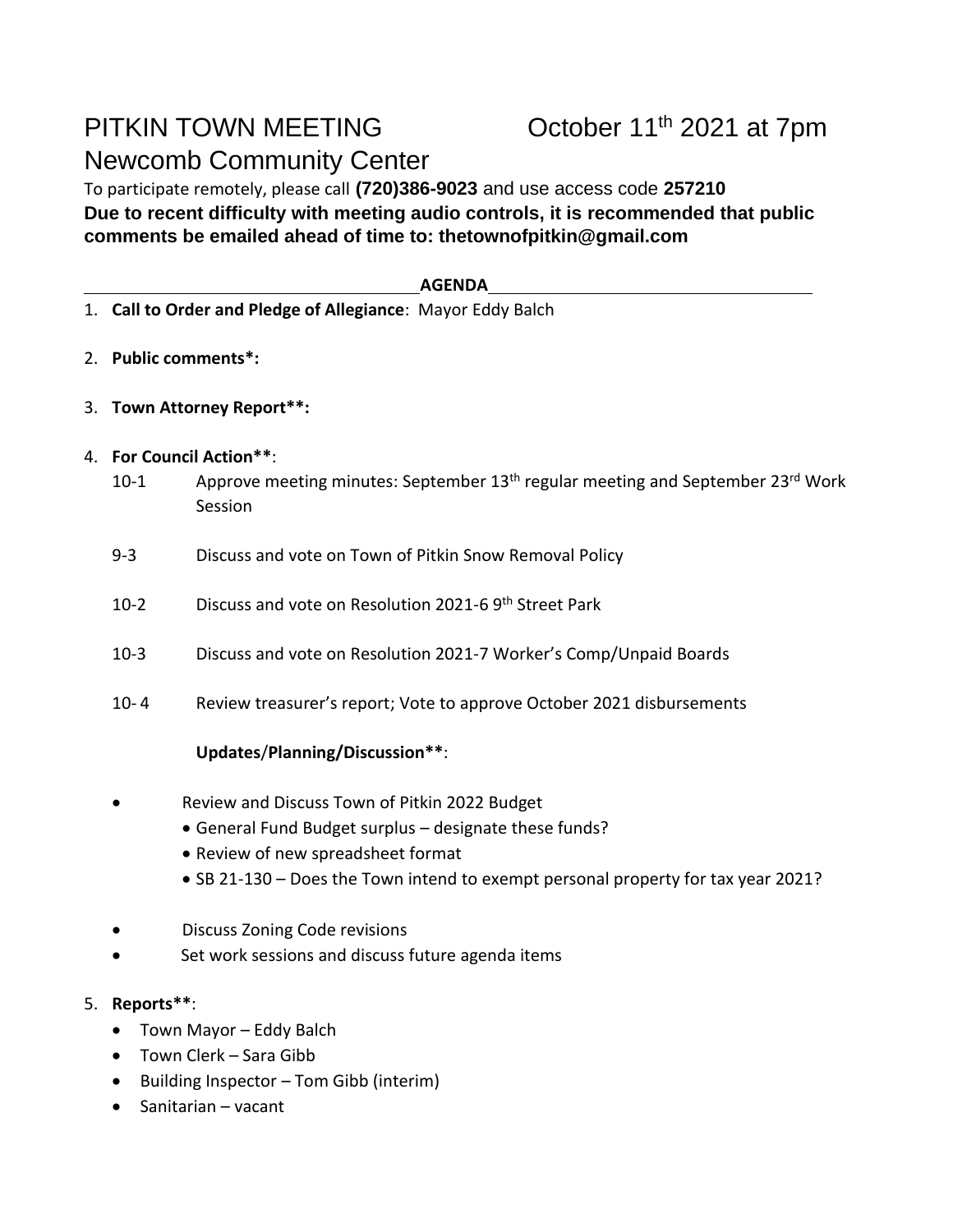# PITKIN TOWN MEETING October 11th 2021 at 7pm

## Newcomb Community Center

To participate remotely, please call **(720)386-9023** and use access code **257210**

**Due to recent difficulty with meeting audio controls, it is recommended that public comments be emailed ahead of time to: thetownofpitkin@gmail.com**

**AGENDA**

1. **Call to Order and Pledge of Allegiance**: Mayor Eddy Balch
2. **Public comments*:**
3. **Town Attorney Report**:**
4. **For Council Action****:
   - 10-1 Approve meeting minutes: September 13th regular meeting and September 23rd Work Session
   - 9-3 Discuss and vote on Town of Pitkin Snow Removal Policy
   - 10-2 Discuss and vote on Resolution 2021-6 9th Street Park
   - 10-3 Discuss and vote on Resolution 2021-7 Worker's Comp/Unpaid Boards
   - 10- 4 Review treasurer's report; Vote to approve October 2021 disbursements

   **Updates/Planning/Discussion****:

   - Review and Discuss Town of Pitkin 2022 Budget
     - General Fund Budget surplus – designate these funds?
     - Review of new spreadsheet format
     - SB 21-130 – Does the Town intend to exempt personal property for tax year 2021?
   - Discuss Zoning Code revisions
   - Set work sessions and discuss future agenda items
5. **Reports****:
   - Town Mayor – Eddy Balch
   - Town Clerk – Sara Gibb
   - Building Inspector – Tom Gibb (interim)
   - Sanitarian – vacant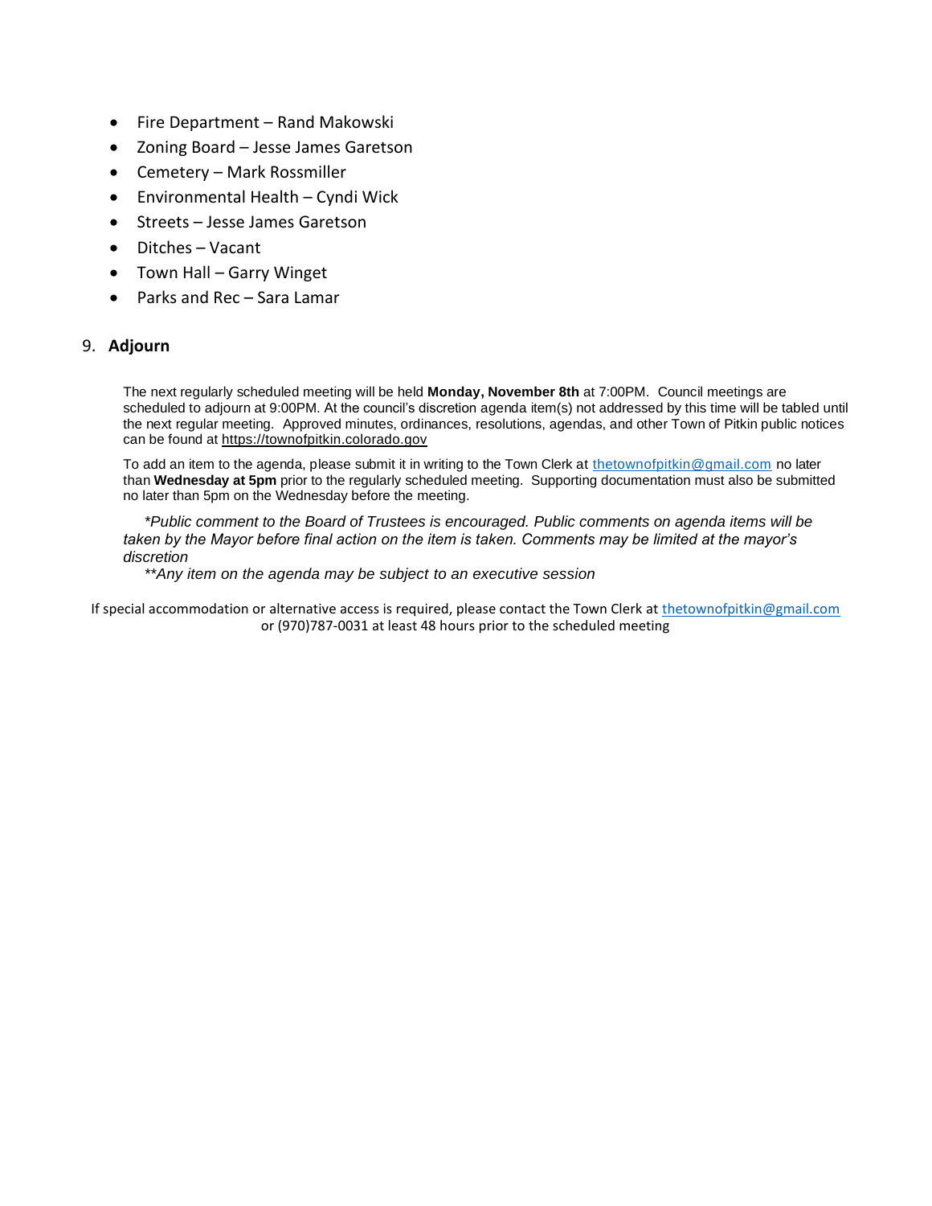- Fire Department – Rand Makowski
- Zoning Board – Jesse James Garetson
- Cemetery – Mark Rossmiller
- Environmental Health – Cyndi Wick
- Streets – Jesse James Garetson
- Ditches – Vacant
- Town Hall – Garry Winget
- Parks and Rec – Sara Lamar

9. **Adjourn**

The next regularly scheduled meeting will be held **Monday, November 8th** at 7:00PM. Council meetings are scheduled to adjourn at 9:00PM. At the council's discretion agenda item(s) not addressed by this time will be tabled until the next regular meeting. Approved minutes, ordinances, resolutions, agendas, and other Town of Pitkin public notices can be found at https://townofpitkin.colorado.gov

To add an item to the agenda, please submit it in writing to the Town Clerk at thetownofpitkin@gmail.com no later than **Wednesday at 5pm** prior to the regularly scheduled meeting. Supporting documentation must also be submitted no later than 5pm on the Wednesday before the meeting.

*\*Public comment to the Board of Trustees is encouraged. Public comments on agenda items will be taken by the Mayor before final action on the item is taken. Comments may be limited at the mayor's discretion*

*\*\*Any item on the agenda may be subject to an executive session*

If special accommodation or alternative access is required, please contact the Town Clerk at thetownofpitkin@gmail.com or (970)787-0031 at least 48 hours prior to the scheduled meeting